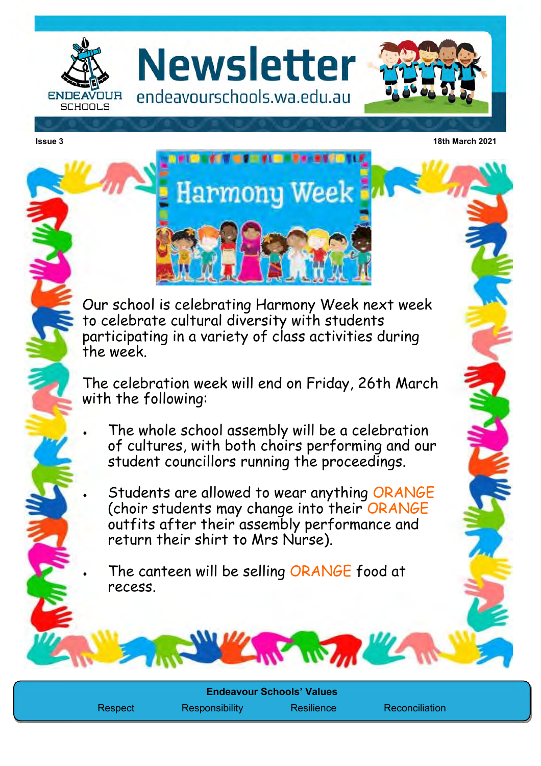# Newsletter

ENDEAVOUR SCHOOLS

endeavourschools.wa.edu.au

Issue 3

18th March 2021

## Harmony Week

Our school is celebrating Harmony Week next week to celebrate cultural diversity with students participating in a variety of class activities during the week.

The celebration week will end on Friday, 26th March with the following:

- The whole school assembly will be a celebration of cultures, with both choirs performing and our student councillors running the proceedings.
- Students are allowed to wear anything ORANGE (choir students may change into their ORANGE outfits after their assembly performance and return their shirt to Mrs Nurse).
- The canteen will be selling ORANGE food at recess.

**Endeavour Schools' Values**

Respect | Responsibility | Resilience | Reconciliation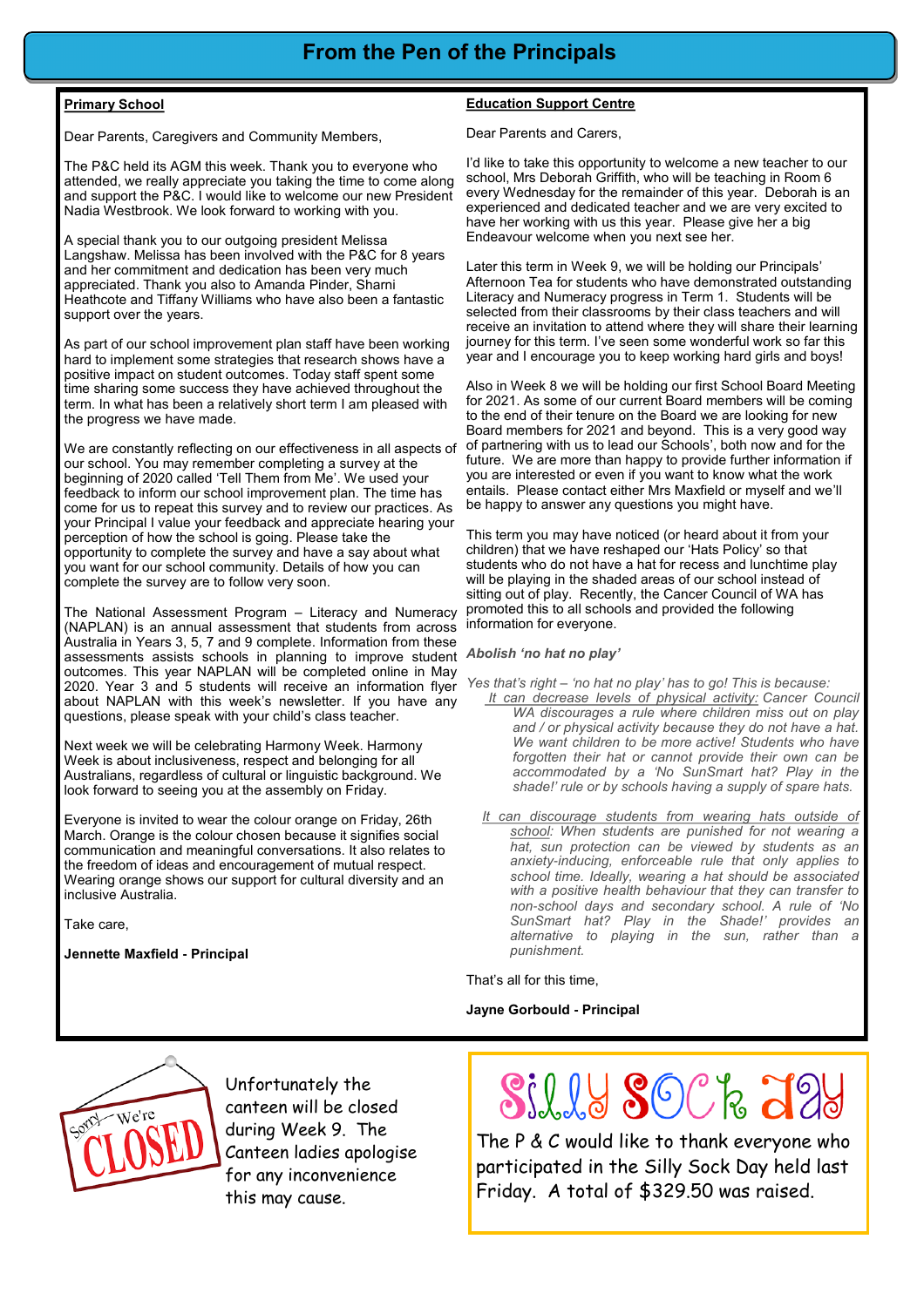# From the Pen of the Principals

## Primary School

Dear Parents, Caregivers and Community Members,

The P&C held its AGM this week. Thank you to everyone who attended, we really appreciate you taking the time to come along and support the P&C. I would like to welcome our new President Nadia Westbrook. We look forward to working with you.

A special thank you to our outgoing president Melissa Langshaw. Melissa has been involved with the P&C for 8 years and her commitment and dedication has been very much appreciated. Thank you also to Amanda Pinder, Sharni Heathcote and Tiffany Williams who have also been a fantastic support over the years.

As part of our school improvement plan staff have been working hard to implement some strategies that research shows have a positive impact on student outcomes. Today staff spent some time sharing some success they have achieved throughout the term. In what has been a relatively short term I am pleased with the progress we have made.

We are constantly reflecting on our effectiveness in all aspects of our school. You may remember completing a survey at the beginning of 2020 called 'Tell Them from Me'. We used your feedback to inform our school improvement plan. The time has come for us to repeat this survey and to review our practices. As your Principal I value your feedback and appreciate hearing your perception of how the school is going. Please take the opportunity to complete the survey and have a say about what you want for our school community. Details of how you can complete the survey are to follow very soon.

The National Assessment Program – Literacy and Numeracy (NAPLAN) is an annual assessment that students from across Australia in Years 3, 5, 7 and 9 complete. Information from these assessments assists schools in planning to improve student outcomes. This year NAPLAN will be completed online in May 2020. Year 3 and 5 students will receive an information flyer about NAPLAN with this week's newsletter. If you have any questions, please speak with your child's class teacher.

Next week we will be celebrating Harmony Week. Harmony Week is about inclusiveness, respect and belonging for all Australians, regardless of cultural or linguistic background. We look forward to seeing you at the assembly on Friday.

Everyone is invited to wear the colour orange on Friday, 26th March. Orange is the colour chosen because it signifies social communication and meaningful conversations. It also relates to the freedom of ideas and encouragement of mutual respect. Wearing orange shows our support for cultural diversity and an inclusive Australia.

Take care,

**Jennette Maxfield - Principal**

## Education Support Centre

Dear Parents and Carers,

I'd like to take this opportunity to welcome a new teacher to our school, Mrs Deborah Griffith, who will be teaching in Room 6 every Wednesday for the remainder of this year. Deborah is an experienced and dedicated teacher and we are very excited to have her working with us this year. Please give her a big Endeavour welcome when you next see her.

Later this term in Week 9, we will be holding our Principals' Afternoon Tea for students who have demonstrated outstanding Literacy and Numeracy progress in Term 1. Students will be selected from their classrooms by their class teachers and will receive an invitation to attend where they will share their learning journey for this term. I've seen some wonderful work so far this year and I encourage you to keep working hard girls and boys!

Also in Week 8 we will be holding our first School Board Meeting for 2021. As some of our current Board members will be coming to the end of their tenure on the Board we are looking for new Board members for 2021 and beyond. This is a very good way of partnering with us to lead our Schools', both now and for the future. We are more than happy to provide further information if you are interested or even if you want to know what the work entails. Please contact either Mrs Maxfield or myself and we'll be happy to answer any questions you might have.

This term you may have noticed (or heard about it from your children) that we have reshaped our 'Hats Policy' so that students who do not have a hat for recess and lunchtime play will be playing in the shaded areas of our school instead of sitting out of play. Recently, the Cancer Council of WA has promoted this to all schools and provided the following information for everyone.

***Abolish 'no hat no play'***

*Yes that's right – 'no hat no play' has to go! This is because:*

- *<u>It can decrease levels of physical activity:</u> Cancer Council WA discourages a rule where children miss out on play and / or physical activity because they do not have a hat. We want children to be more active! Students who have forgotten their hat or cannot provide their own can be accommodated by a 'No SunSmart hat? Play in the shade!' rule or by schools having a supply of spare hats.*
- *<u>It can discourage students from wearing hats outside of school:</u> When students are punished for not wearing a hat, sun protection can be viewed by students as an anxiety-inducing, enforceable rule that only applies to school time. Ideally, wearing a hat should be associated with a positive health behaviour that they can transfer to non-school days and secondary school. A rule of 'No SunSmart hat? Play in the Shade!' provides an alternative to playing in the sun, rather than a punishment.*

That's all for this time,

**Jayne Gorbould - Principal**

---

Sorry We're CLOSED

Unfortunately the canteen will be closed during Week 9. The Canteen ladies apologise for any inconvenience this may cause.

---

## Silly Sock Day

The P & C would like to thank everyone who participated in the Silly Sock Day held last Friday. A total of $329.50 was raised.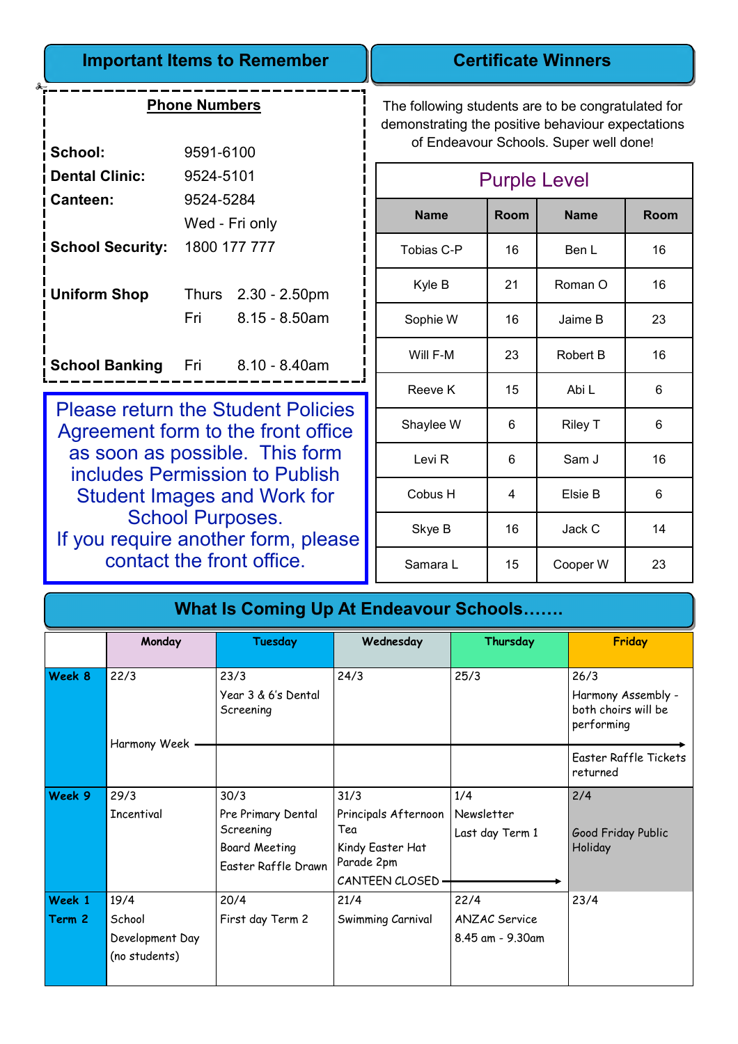## Important Items to Remember

**Phone Numbers**

| | |
|---|---|
| **School:** | 9591-6100 |
| **Dental Clinic:** | 9524-5101 |
| **Canteen:** | 9524-5284 Wed - Fri only |
| **School Security:** | 1800 177 777 |
| **Uniform Shop** | Thurs 2.30 - 2.50pm; Fri 8.15 - 8.50am |
| **School Banking** | Fri 8.10 - 8.40am |

Please return the Student Policies Agreement form to the front office as soon as possible. This form includes Permission to Publish Student Images and Work for School Purposes.
If you require another form, please contact the front office.

## Certificate Winners

The following students are to be congratulated for demonstrating the positive behaviour expectations of Endeavour Schools. Super well done!

**Purple Level**

| Name | Room | Name | Room |
|---|---|---|---|
| Tobias C-P | 16 | Ben L | 16 |
| Kyle B | 21 | Roman O | 16 |
| Sophie W | 16 | Jaime B | 23 |
| Will F-M | 23 | Robert B | 16 |
| Reeve K | 15 | Abi L | 6 |
| Shaylee W | 6 | Riley T | 6 |
| Levi R | 6 | Sam J | 16 |
| Cobus H | 4 | Elsie B | 6 |
| Skye B | 16 | Jack C | 14 |
| Samara L | 15 | Cooper W | 23 |

## What Is Coming Up At Endeavour Schools…….

| | Monday | Tuesday | Wednesday | Thursday | Friday |
|---|---|---|---|---|---|
| **Week 8** | 22/3<br>Harmony Week → (22/3 - 26/3) | 23/3<br>Year 3 & 6's Dental Screening | 24/3 | 25/3 | 26/3<br>Harmony Assembly - both choirs will be performing<br>Easter Raffle Tickets returned |
| **Week 9** | 29/3<br>Incentival | 30/3<br>Pre Primary Dental Screening<br>Board Meeting<br>Easter Raffle Drawn | 31/3<br>Principals Afternoon Tea<br>Kindy Easter Hat Parade 2pm<br>CANTEEN CLOSED → (31/3 - 1/4) | 1/4<br>Newsletter<br>Last day Term 1 | 2/4<br>Good Friday Public Holiday |
| **Week 1 Term 2** | 19/4<br>School Development Day (no students) | 20/4<br>First day Term 2 | 21/4<br>Swimming Carnival | 22/4<br>ANZAC Service<br>8.45 am - 9.30am | 23/4 |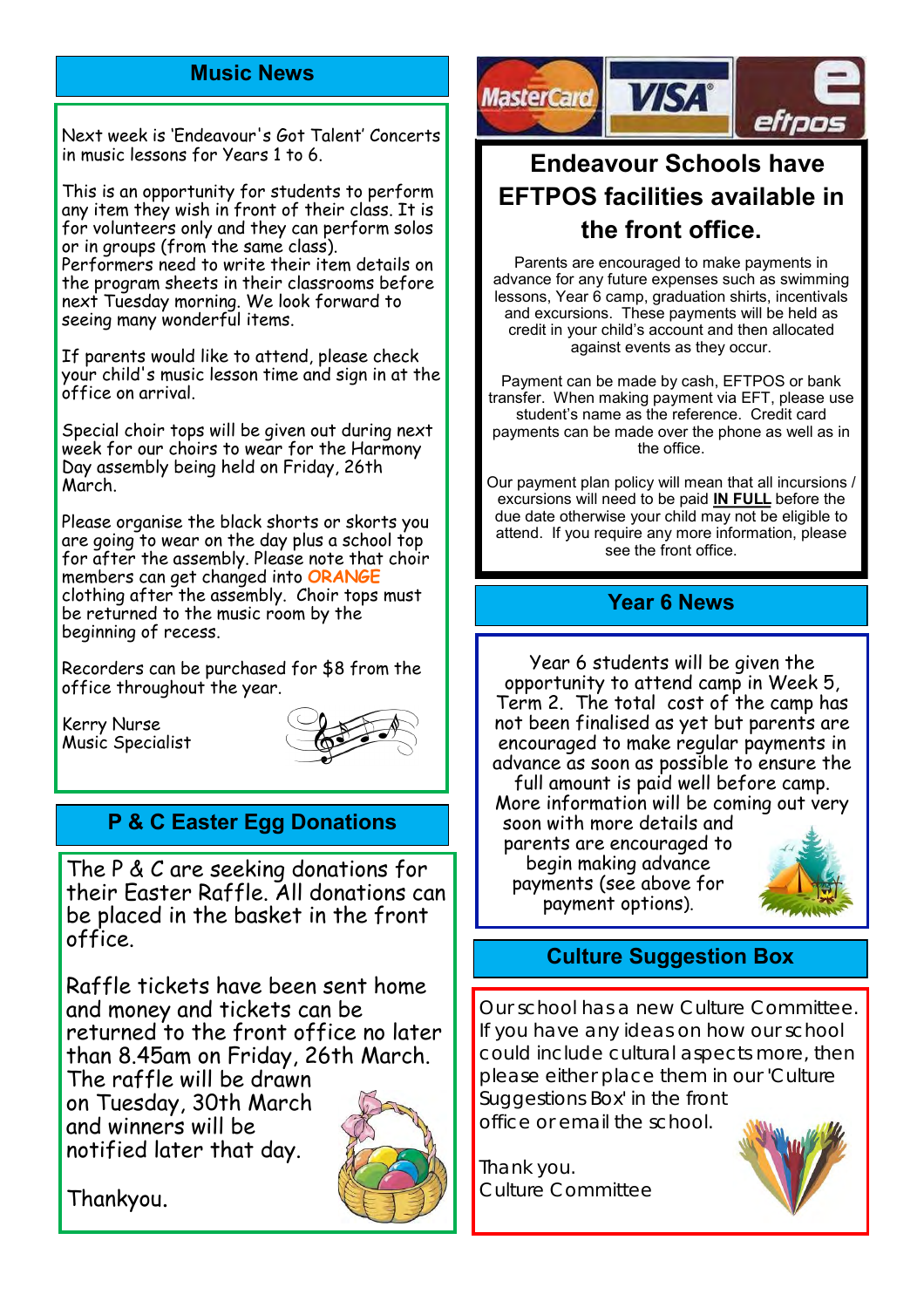## Music News

Next week is 'Endeavour's Got Talent' Concerts in music lessons for Years 1 to 6.

This is an opportunity for students to perform any item they wish in front of their class. It is for volunteers only and they can perform solos or in groups (from the same class).
Performers need to write their item details on the program sheets in their classrooms before next Tuesday morning. We look forward to seeing many wonderful items.

If parents would like to attend, please check your child's music lesson time and sign in at the office on arrival.

Special choir tops will be given out during next week for our choirs to wear for the Harmony Day assembly being held on Friday, 26th March.

Please organise the black shorts or skorts you are going to wear on the day plus a school top for after the assembly. Please note that choir members can get changed into **ORANGE** clothing after the assembly. Choir tops must be returned to the music room by the beginning of recess.

Recorders can be purchased for $8 from the office throughout the year.

Kerry Nurse
Music Specialist

## P & C Easter Egg Donations

The P & C are seeking donations for their Easter Raffle. All donations can be placed in the basket in the front office.

Raffle tickets have been sent home and money and tickets can be returned to the front office no later than 8.45am on Friday, 26th March. The raffle will be drawn on Tuesday, 30th March and winners will be notified later that day.

Thankyou.

MasterCard VISA eftpos

## Endeavour Schools have EFTPOS facilities available in the front office.

Parents are encouraged to make payments in advance for any future expenses such as swimming lessons, Year 6 camp, graduation shirts, incentivals and excursions. These payments will be held as credit in your child's account and then allocated against events as they occur.

Payment can be made by cash, EFTPOS or bank transfer. When making payment via EFT, please use student's name as the reference. Credit card payments can be made over the phone as well as in the office.

Our payment plan policy will mean that all incursions / excursions will need to be paid **IN FULL** before the due date otherwise your child may not be eligible to attend. If you require any more information, please see the front office.

## Year 6 News

Year 6 students will be given the opportunity to attend camp in Week 5, Term 2. The total cost of the camp has not been finalised as yet but parents are encouraged to make regular payments in advance as soon as possible to ensure the full amount is paid well before camp. More information will be coming out very soon with more details and parents are encouraged to begin making advance payments (see above for payment options).

## Culture Suggestion Box

Our school has a new Culture Committee. If you have any ideas on how our school could include cultural aspects more, then please either place them in our 'Culture Suggestions Box' in the front office or email the school.

Thank you.
Culture Committee